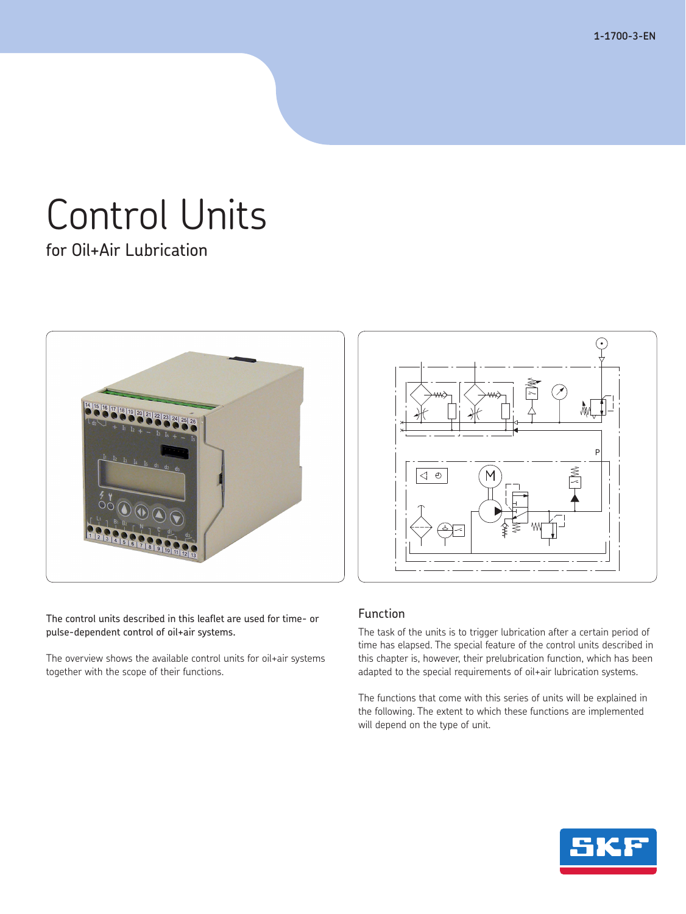1-1700-3-EN

# Control Units

## for Oil+Air Lubrication

The control units described in this leaflet are used for time- or pulse-dependent control of oil+air systems.

The overview shows the available control units for oil+air systems together with the scope of their functions.

## Function

The task of the units is to trigger lubrication after a certain period of time has elapsed. The special feature of the control units described in this chapter is, however, their prelubrication function, which has been adapted to the special requirements of oil+air lubrication systems.

The functions that come with this series of units will be explained in the following. The extent to which these functions are implemented will depend on the type of unit.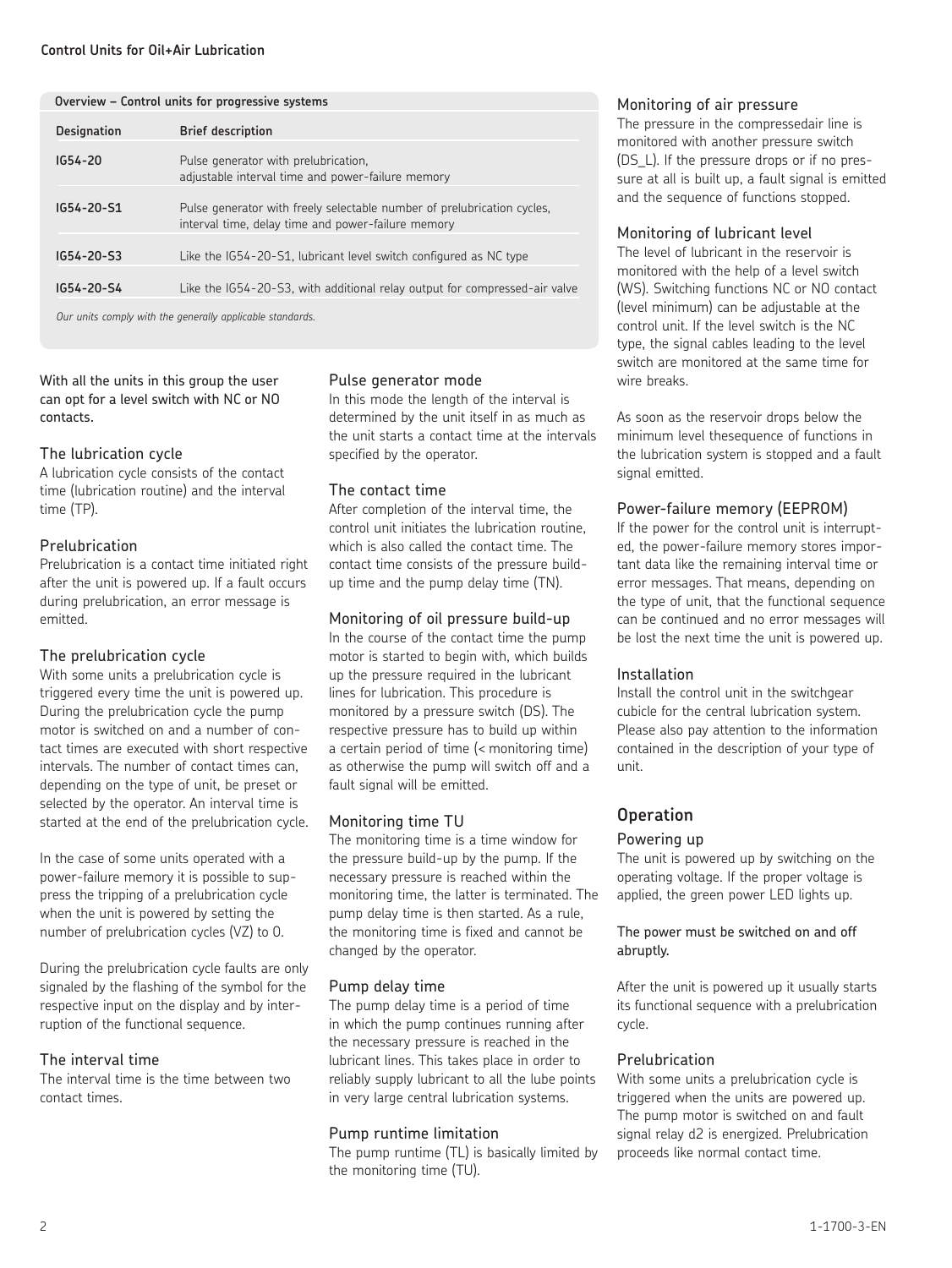## Control Units for Oil+Air Lubrication

**Overview – Control units for progressive systems**

| Designation | Brief description |
|---|---|
| IG54-20 | Pulse generator with prelubrication, adjustable interval time and power-failure memory |
| IG54-20-S1 | Pulse generator with freely selectable number of prelubrication cycles, interval time, delay time and power-failure memory |
| IG54-20-S3 | Like the IG54-20-S1, lubricant level switch configured as NC type |
| IG54-20-S4 | Like the IG54-20-S3, with additional relay output for compressed-air valve |

*Our units comply with the generally applicable standards.*

**With all the units in this group the user can opt for a level switch with NC or NO contacts.**

### The lubrication cycle

A lubrication cycle consists of the contact time (lubrication routine) and the interval time (TP).

### Prelubrication

Prelubrication is a contact time initiated right after the unit is powered up. If a fault occurs during prelubrication, an error message is emitted.

### The prelubrication cycle

With some units a prelubrication cycle is triggered every time the unit is powered up. During the prelubrication cycle the pump motor is switched on and a number of contact times are executed with short respective intervals. The number of contact times can, depending on the type of unit, be preset or selected by the operator. An interval time is started at the end of the prelubrication cycle.

In the case of some units operated with a power-failure memory it is possible to suppress the tripping of a prelubrication cycle when the unit is powered by setting the number of prelubrication cycles (VZ) to 0.

During the prelubrication cycle faults are only signaled by the flashing of the symbol for the respective input on the display and by interruption of the functional sequence.

### The interval time

The interval time is the time between two contact times.

### Pulse generator mode

In this mode the length of the interval is determined by the unit itself in as much as the unit starts a contact time at the intervals specified by the operator.

### The contact time

After completion of the interval time, the control unit initiates the lubrication routine, which is also called the contact time. The contact time consists of the pressure build-up time and the pump delay time (TN).

### Monitoring of oil pressure build-up

In the course of the contact time the pump motor is started to begin with, which builds up the pressure required in the lubricant lines for lubrication. This procedure is monitored by a pressure switch (DS). The respective pressure has to build up within a certain period of time (< monitoring time) as otherwise the pump will switch off and a fault signal will be emitted.

### Monitoring time TU

The monitoring time is a time window for the pressure build-up by the pump. If the necessary pressure is reached within the monitoring time, the latter is terminated. The pump delay time is then started. As a rule, the monitoring time is fixed and cannot be changed by the operator.

### Pump delay time

The pump delay time is a period of time in which the pump continues running after the necessary pressure is reached in the lubricant lines. This takes place in order to reliably supply lubricant to all the lube points in very large central lubrication systems.

### Pump runtime limitation

The pump runtime (TL) is basically limited by the monitoring time (TU).

### Monitoring of air pressure

The pressure in the compressedair line is monitored with another pressure switch (DS_L). If the pressure drops or if no pressure at all is built up, a fault signal is emitted and the sequence of functions stopped.

### Monitoring of lubricant level

The level of lubricant in the reservoir is monitored with the help of a level switch (WS). Switching functions NC or NO contact (level minimum) can be adjustable at the control unit. If the level switch is the NC type, the signal cables leading to the level switch are monitored at the same time for wire breaks.

As soon as the reservoir drops below the minimum level thesequence of functions in the lubrication system is stopped and a fault signal emitted.

### Power-failure memory (EEPROM)

If the power for the control unit is interrupted, the power-failure memory stores important data like the remaining interval time or error messages. That means, depending on the type of unit, that the functional sequence can be continued and no error messages will be lost the next time the unit is powered up.

### Installation

Install the control unit in the switchgear cubicle for the central lubrication system. Please also pay attention to the information contained in the description of your type of unit.

## Operation

### Powering up

The unit is powered up by switching on the operating voltage. If the proper voltage is applied, the green power LED lights up.

**The power must be switched on and off abruptly.**

After the unit is powered up it usually starts its functional sequence with a prelubrication cycle.

### Prelubrication

With some units a prelubrication cycle is triggered when the units are powered up. The pump motor is switched on and fault signal relay d2 is energized. Prelubrication proceeds like normal contact time.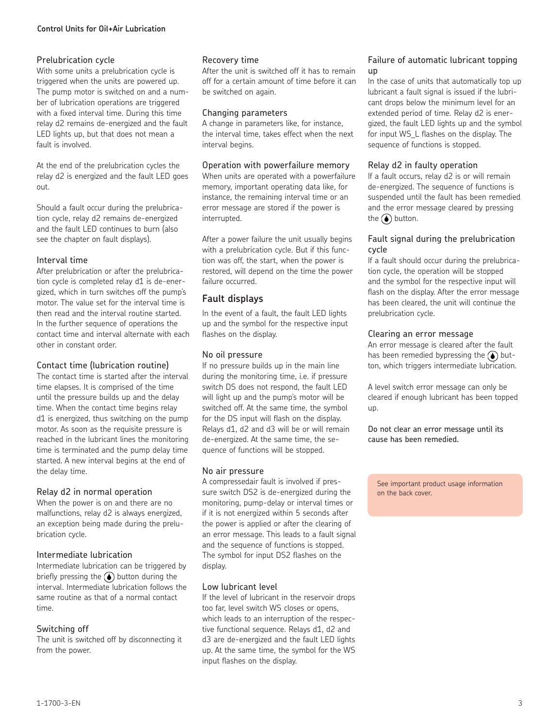### Prelubrication cycle

With some units a prelubrication cycle is triggered when the units are powered up. The pump motor is switched on and a number of lubrication operations are triggered with a fixed interval time. During this time relay d2 remains de-energized and the fault LED lights up, but that does not mean a fault is involved.

At the end of the prelubrication cycles the relay d2 is energized and the fault LED goes out.

Should a fault occur during the prelubrication cycle, relay d2 remains de-energized and the fault LED continues to burn (also see the chapter on fault displays).

### Interval time

After prelubrication or after the prelubrication cycle is completed relay d1 is de-energized, which in turn switches off the pump's motor. The value set for the interval time is then read and the interval routine started. In the further sequence of operations the contact time and interval alternate with each other in constant order.

### Contact time (lubrication routine)

The contact time is started after the interval time elapses. It is comprised of the time until the pressure builds up and the delay time. When the contact time begins relay d1 is energized, thus switching on the pump motor. As soon as the requisite pressure is reached in the lubricant lines the monitoring time is terminated and the pump delay time started. A new interval begins at the end of the delay time.

### Relay d2 in normal operation

When the power is on and there are no malfunctions, relay d2 is always energized, an exception being made during the prelubrication cycle.

### Intermediate lubrication

Intermediate lubrication can be triggered by briefly pressing the (💧) button during the interval. Intermediate lubrication follows the same routine as that of a normal contact time.

### Switching off

The unit is switched off by disconnecting it from the power.

### Recovery time

After the unit is switched off it has to remain off for a certain amount of time before it can be switched on again.

### Changing parameters

A change in parameters like, for instance, the interval time, takes effect when the next interval begins.

### Operation with powerfailure memory

When units are operated with a powerfailure memory, important operating data like, for instance, the remaining interval time or an error message are stored if the power is interrupted.

After a power failure the unit usually begins with a prelubrication cycle. But if this function was off, the start, when the power is restored, will depend on the time the power failure occurred.

## Fault displays

In the event of a fault, the fault LED lights up and the symbol for the respective input flashes on the display.

### No oil pressure

If no pressure builds up in the main line during the monitoring time, i.e. if pressure switch DS does not respond, the fault LED will light up and the pump's motor will be switched off. At the same time, the symbol for the DS input will flash on the display. Relays d1, d2 and d3 will be or will remain de-energized. At the same time, the sequence of functions will be stopped.

### No air pressure

A compressedair fault is involved if pressure switch DS2 is de-energized during the monitoring, pump-delay or interval times or if it is not energized within 5 seconds after the power is applied or after the clearing of an error message. This leads to a fault signal and the sequence of functions is stopped. The symbol for input DS2 flashes on the display.

### Low lubricant level

If the level of lubricant in the reservoir drops too far, level switch WS closes or opens, which leads to an interruption of the respective functional sequence. Relays d1, d2 and d3 are de-energized and the fault LED lights up. At the same time, the symbol for the WS input flashes on the display.

### Failure of automatic lubricant topping up

In the case of units that automatically top up lubricant a fault signal is issued if the lubricant drops below the minimum level for an extended period of time. Relay d2 is energized, the fault LED lights up and the symbol for input WS_L flashes on the display. The sequence of functions is stopped.

### Relay d2 in faulty operation

If a fault occurs, relay d2 is or will remain de-energized. The sequence of functions is suspended until the fault has been remedied and the error message cleared by pressing the (💧) button.

### Fault signal during the prelubrication cycle

If a fault should occur during the prelubrication cycle, the operation will be stopped and the symbol for the respective input will flash on the display. After the error message has been cleared, the unit will continue the prelubrication cycle.

### Clearing an error message

An error message is cleared after the fault has been remedied bypressing the (💧) button, which triggers intermediate lubrication.

A level switch error message can only be cleared if enough lubricant has been topped up.

Do not clear an error message until its cause has been remedied.

See important product usage information on the back cover.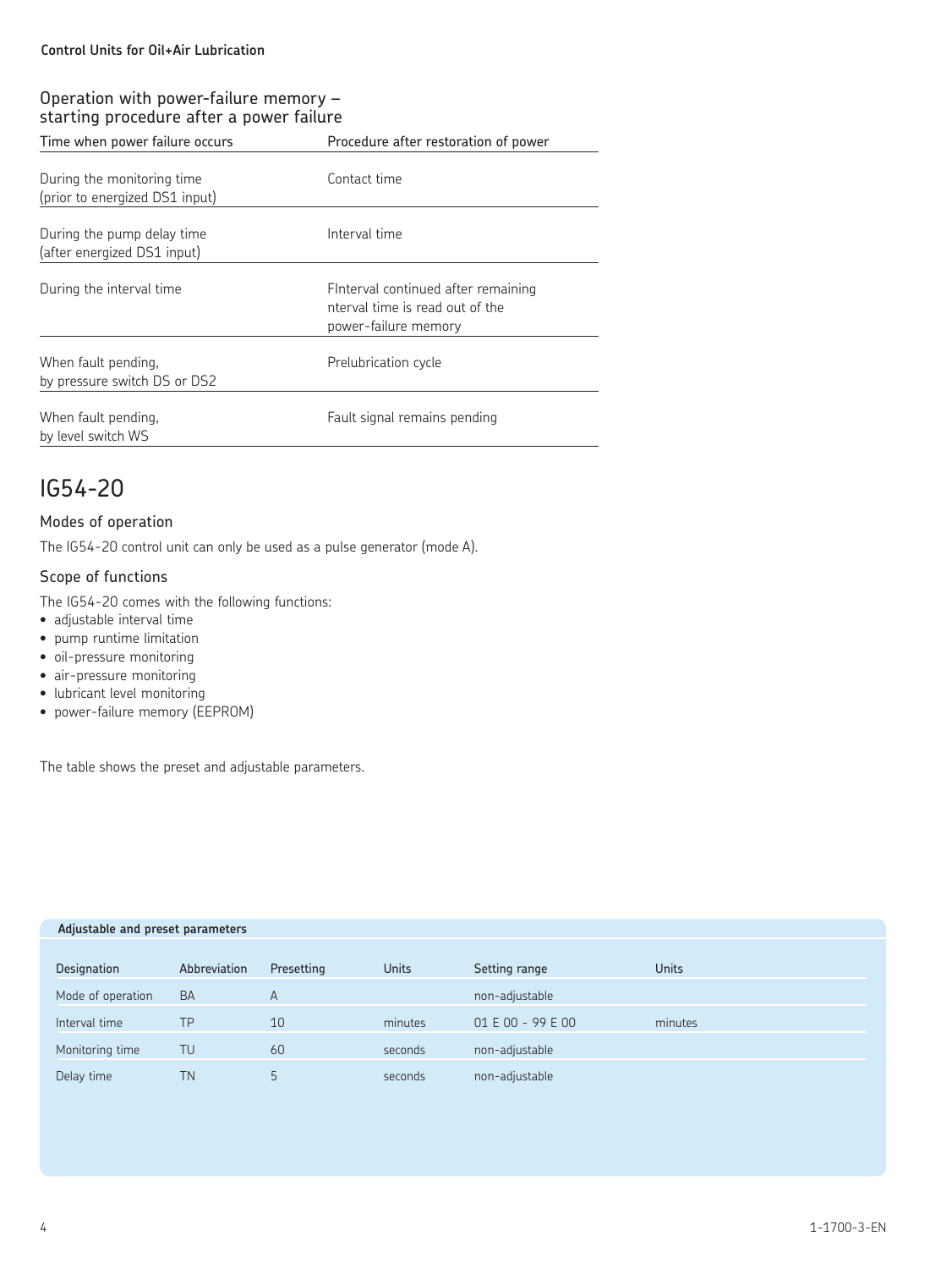## Operation with power-failure memory – starting procedure after a power failure

| Time when power failure occurs | Procedure after restoration of power |
|---|---|
| During the monitoring time (prior to energized DS1 input) | Contact time |
| During the pump delay time (after energized DS1 input) | Interval time |
| During the interval time | FInterval continued after remaining nterval time is read out of the power-failure memory |
| When fault pending, by pressure switch DS or DS2 | Prelubrication cycle |
| When fault pending, by level switch WS | Fault signal remains pending |

# IG54-20

### Modes of operation

The IG54-20 control unit can only be used as a pulse generator (mode A).

### Scope of functions

The IG54-20 comes with the following functions:

- adjustable interval time
- pump runtime limitation
- oil-pressure monitoring
- air-pressure monitoring
- lubricant level monitoring
- power-failure memory (EEPROM)

The table shows the preset and adjustable parameters.

**Adjustable and preset parameters**

| Designation | Abbreviation | Presetting | Units | Setting range | Units |
|---|---|---|---|---|---|
| Mode of operation | BA | A | | non-adjustable | |
| Interval time | TP | 10 | minutes | 01 E 00 - 99 E 00 | minutes |
| Monitoring time | TU | 60 | seconds | non-adjustable | |
| Delay time | TN | 5 | seconds | non-adjustable | |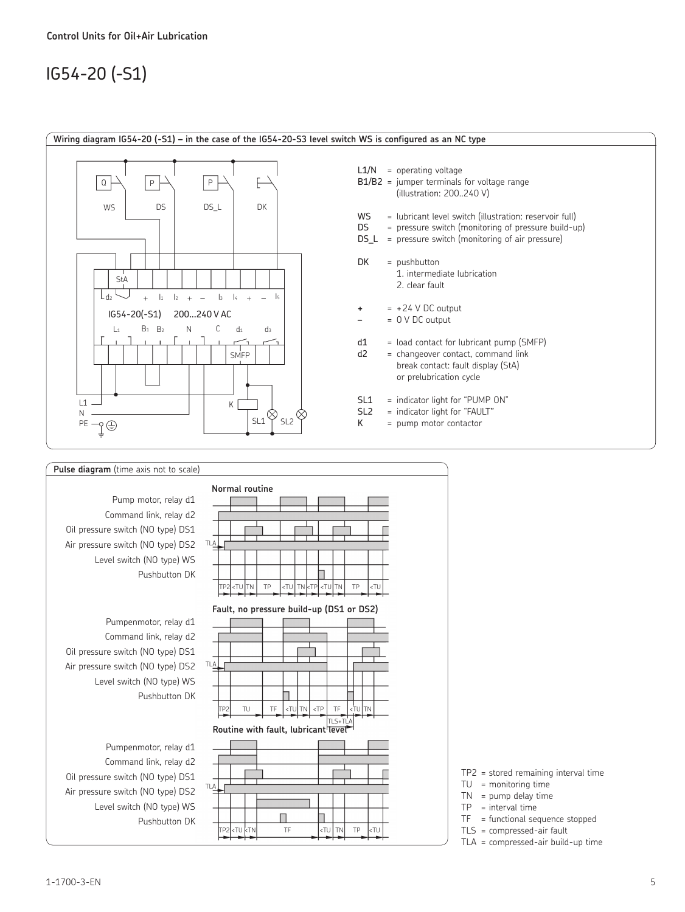Control Units for Oil+Air Lubrication

# IG54-20 (-S1)

**Wiring diagram IG54-20 (-S1) – in the case of the IG54-20-S3 level switch WS is configured as an NC type**

L1/N = operating voltage
B1/B2 = jumper terminals for voltage range (illustration: 200..240 V)

WS = lubricant level switch (illustration: reservoir full)
DS = pressure switch (monitoring of pressure build-up)
DS_L = pressure switch (monitoring of air pressure)

DK = pushbutton
1. intermediate lubrication
2. clear fault

+ = +24 V DC output
– = 0 V DC output

d1 = load contact for lubricant pump (SMFP)
d2 = changeover contact, command link
break contact: fault display (StA) or prelubrication cycle

SL1 = indicator light for "PUMP ON"
SL2 = indicator light for "FAULT"
K = pump motor contactor

**Pulse diagram** (time axis not to scale)

**Normal routine**

**Fault, no pressure build-up (DS1 or DS2)**

**Routine with fault, lubricant level**

TP2 = stored remaining interval time
TU = monitoring time
TN = pump delay time
TP = interval time
TF = functional sequence stopped
TLS = compressed-air fault
TLA = compressed-air build-up time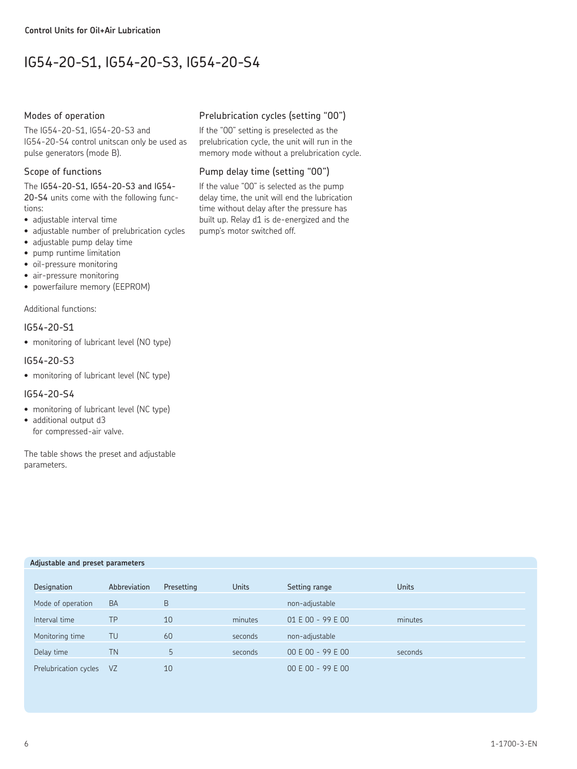Control Units for Oil+Air Lubrication

# IG54-20-S1, IG54-20-S3, IG54-20-S4

## Modes of operation

The IG54-20-S1, IG54-20-S3 and IG54-20-S4 control unitscan only be used as pulse generators (mode B).

## Scope of functions

The **IG54-20-S1, IG54-20-S3 and IG54-20-S4** units come with the following functions:

- adjustable interval time
- adjustable number of prelubrication cycles
- adjustable pump delay time
- pump runtime limitation
- oil-pressure monitoring
- air-pressure monitoring
- powerfailure memory (EEPROM)

Additional functions:

### IG54-20-S1

- monitoring of lubricant level (NO type)

### IG54-20-S3

- monitoring of lubricant level (NC type)

### IG54-20-S4

- monitoring of lubricant level (NC type)
- additional output d3 for compressed-air valve.

The table shows the preset and adjustable parameters.

## Prelubrication cycles (setting “00”)

If the “00” setting is preselected as the prelubrication cycle, the unit will run in the memory mode without a prelubrication cycle.

## Pump delay time (setting “00”)

If the value “00” is selected as the pump delay time, the unit will end the lubrication time without delay after the pressure has built up. Relay d1 is de-energized and the pump’s motor switched off.

**Adjustable and preset parameters**

| Designation | Abbreviation | Presetting | Units | Setting range | Units |
|---|---|---|---|---|---|
| Mode of operation | BA | B | | non-adjustable | |
| Interval time | TP | 10 | minutes | 01 E 00 - 99 E 00 | minutes |
| Monitoring time | TU | 60 | seconds | non-adjustable | |
| Delay time | TN | 5 | seconds | 00 E 00 - 99 E 00 | seconds |
| Prelubrication cycles | VZ | 10 | | 00 E 00 - 99 E 00 | |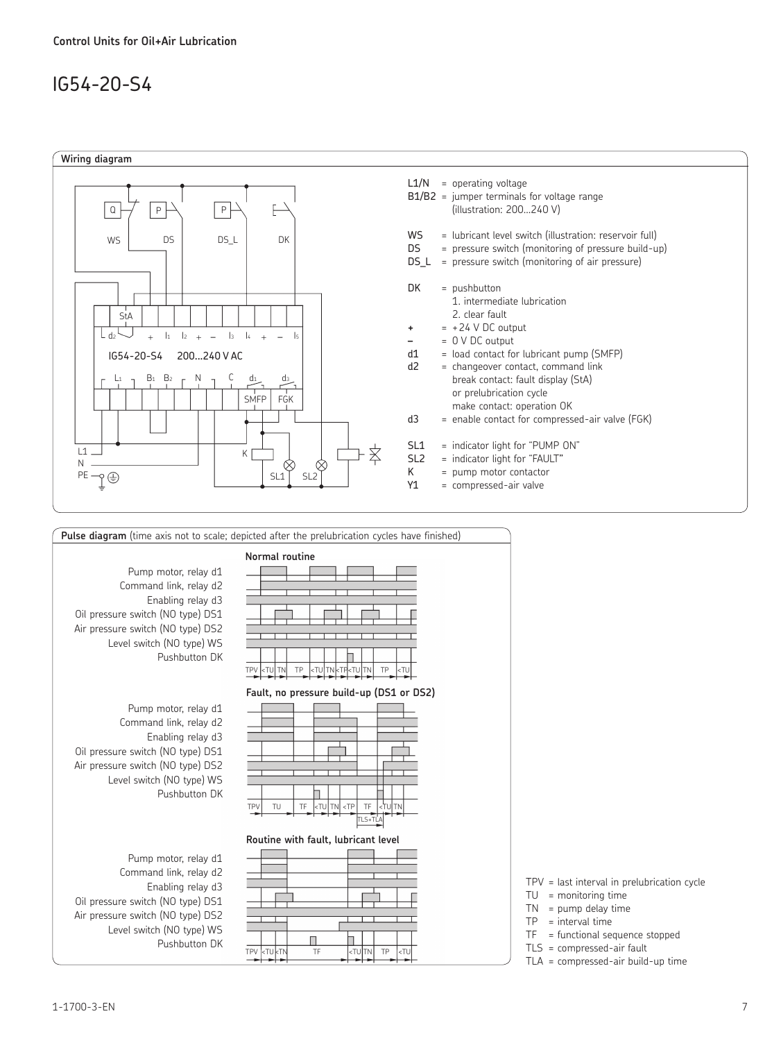Control Units for Oil+Air Lubrication

# IG54-20-S4

## Wiring diagram

- L1/N = operating voltage
- B1/B2 = jumper terminals for voltage range (illustration: 200...240 V)
- WS = lubricant level switch (illustration: reservoir full)
- DS = pressure switch (monitoring of pressure build-up)
- DS_L = pressure switch (monitoring of air pressure)
- DK = pushbutton
  1. intermediate lubrication
  2. clear fault
- \+ = +24 V DC output
- – = 0 V DC output
- d1 = load contact for lubricant pump (SMFP)
- d2 = changeover contact, command link
  break contact: fault display (StA) or prelubrication cycle
  make contact: operation OK
- d3 = enable contact for compressed-air valve (FGK)
- SL1 = indicator light for "PUMP ON"
- SL2 = indicator light for "FAULT"
- K = pump motor contactor
- Y1 = compressed-air valve

## Pulse diagram (time axis not to scale; depicted after the prelubrication cycles have finished)

**Normal routine**

**Fault, no pressure build-up (DS1 or DS2)**

**Routine with fault, lubricant level**

Signals: Pump motor, relay d1; Command link, relay d2; Enabling relay d3; Oil pressure switch (NO type) DS1; Air pressure switch (NO type) DS2; Level switch (NO type) WS; Pushbutton DK

- TPV = last interval in prelubrication cycle
- TU = monitoring time
- TN = pump delay time
- TP = interval time
- TF = functional sequence stopped
- TLS = compressed-air fault
- TLA = compressed-air build-up time

1-1700-3-EN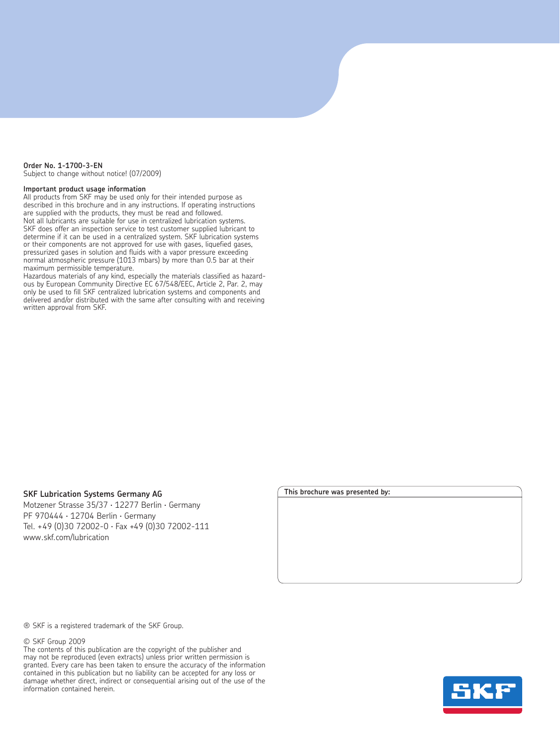**Order No. 1-1700-3-EN**
Subject to change without notice! (07/2009)

**Important product usage information**
All products from SKF may be used only for their intended purpose as described in this brochure and in any instructions. If operating instructions are supplied with the products, they must be read and followed.
Not all lubricants are suitable for use in centralized lubrication systems. SKF does offer an inspection service to test customer supplied lubricant to determine if it can be used in a centralized system. SKF lubrication systems or their components are not approved for use with gases, liquefied gases, pressurized gases in solution and fluids with a vapor pressure exceeding normal atmospheric pressure (1013 mbars) by more than 0.5 bar at their maximum permissible temperature.
Hazardous materials of any kind, especially the materials classified as hazardous by European Community Directive EC 67/548/EEC, Article 2, Par. 2, may only be used to fill SKF centralized lubrication systems and components and delivered and/or distributed with the same after consulting with and receiving written approval from SKF.

**SKF Lubrication Systems Germany AG**
Motzener Strasse 35/37 · 12277 Berlin · Germany
PF 970444 · 12704 Berlin · Germany
Tel. +49 (0)30 72002-0 · Fax +49 (0)30 72002-111
www.skf.com/lubrication

**This brochure was presented by:**

® SKF is a registered trademark of the SKF Group.

© SKF Group 2009
The contents of this publication are the copyright of the publisher and may not be reproduced (even extracts) unless prior written permission is granted. Every care has been taken to ensure the accuracy of the information contained in this publication but no liability can be accepted for any loss or damage whether direct, indirect or consequential arising out of the use of the information contained herein.

SKF